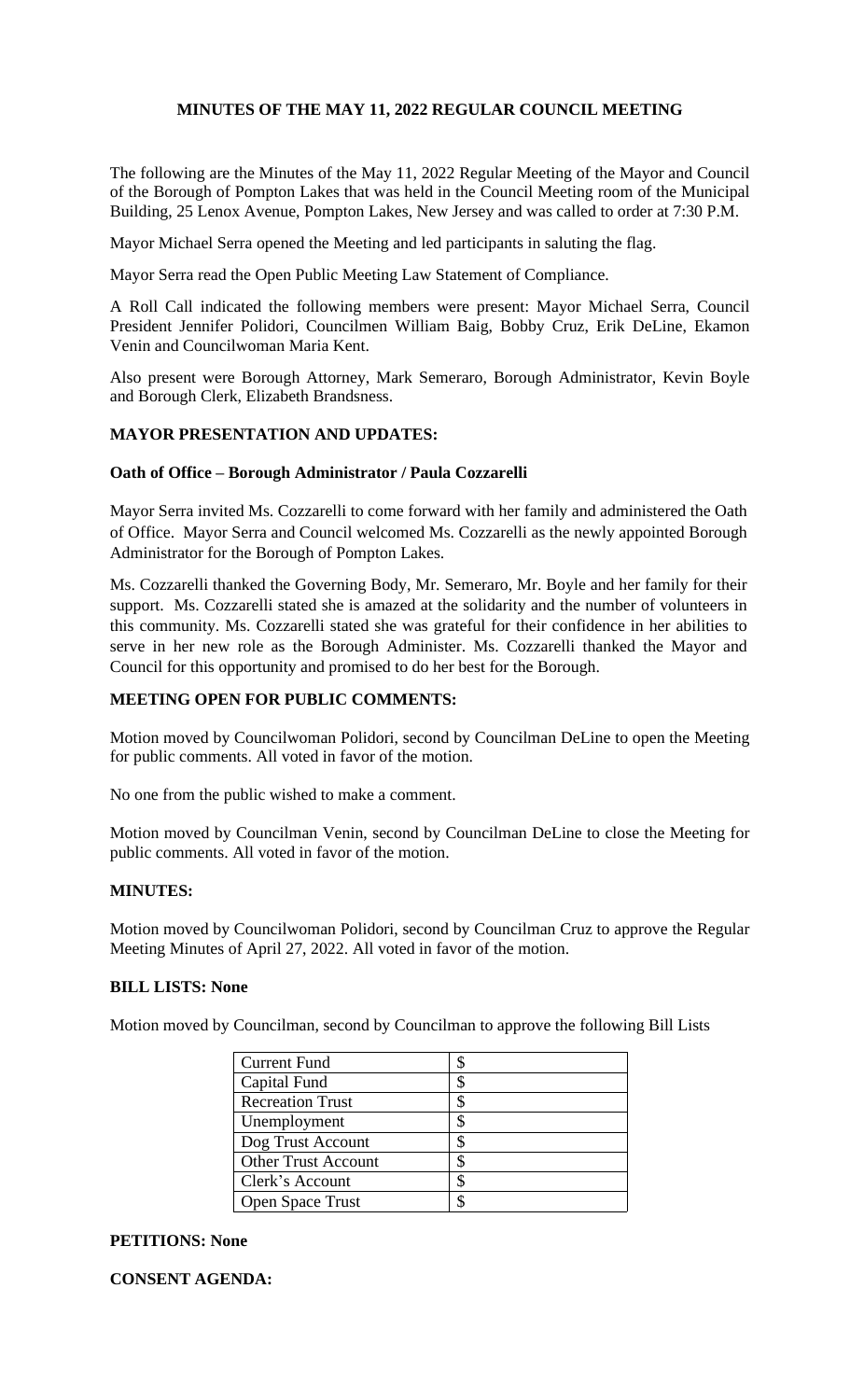# MINUTES OF THE MAY 11, 2022 REGULAR COUNCIL MEETING

The following are the Minutes of the May 11, 2022 Regular Meeting of the Mayor and Council of the Borough of Pompton Lakes that was held in the Council Meeting room of the Municipal Building, 25 Lenox Avenue, Pompton Lakes, New Jersey and was called to order at 7:30 P.M.

Mayor Michael Serra opened the Meeting and led participants in saluting the flag.

Mayor Serra read the Open Public Meeting Law Statement of Compliance.

A Roll Call indicated the following members were present: Mayor Michael Serra, Council President Jennifer Polidori, Councilmen William Baig, Bobby Cruz, Erik DeLine, Ekamon Venin and Councilwoman Maria Kent.

Also present were Borough Attorney, Mark Semeraro, Borough Administrator, Kevin Boyle and Borough Clerk, Elizabeth Brandsness.

## MAYOR PRESENTATION AND UPDATES:

### Oath of Office – Borough Administrator / Paula Cozzarelli

Mayor Serra invited Ms. Cozzarelli to come forward with her family and administered the Oath of Office. Mayor Serra and Council welcomed Ms. Cozzarelli as the newly appointed Borough Administrator for the Borough of Pompton Lakes.

Ms. Cozzarelli thanked the Governing Body, Mr. Semeraro, Mr. Boyle and her family for their support. Ms. Cozzarelli stated she is amazed at the solidarity and the number of volunteers in this community. Ms. Cozzarelli stated she was grateful for their confidence in her abilities to serve in her new role as the Borough Administer. Ms. Cozzarelli thanked the Mayor and Council for this opportunity and promised to do her best for the Borough.

## MEETING OPEN FOR PUBLIC COMMENTS:

Motion moved by Councilwoman Polidori, second by Councilman DeLine to open the Meeting for public comments. All voted in favor of the motion.

No one from the public wished to make a comment.

Motion moved by Councilman Venin, second by Councilman DeLine to close the Meeting for public comments. All voted in favor of the motion.

## MINUTES:

Motion moved by Councilwoman Polidori, second by Councilman Cruz to approve the Regular Meeting Minutes of April 27, 2022. All voted in favor of the motion.

## BILL LISTS: None

Motion moved by Councilman, second by Councilman to approve the following Bill Lists

| Current Fund | $ |
|---|---|
| Capital Fund | $ |
| Recreation Trust | $ |
| Unemployment | $ |
| Dog Trust Account | $ |
| Other Trust Account | $ |
| Clerk's Account | $ |
| Open Space Trust | $ |

## PETITIONS: None

## CONSENT AGENDA: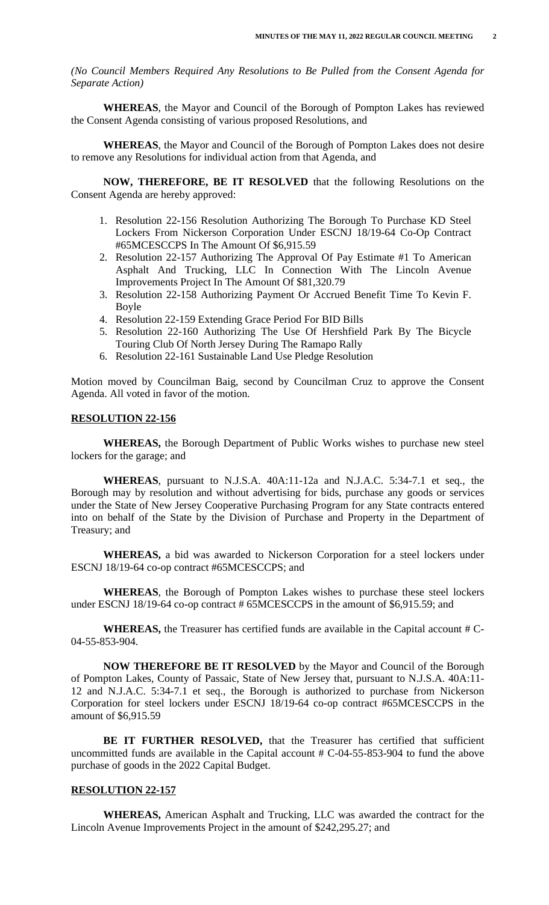*(No Council Members Required Any Resolutions to Be Pulled from the Consent Agenda for Separate Action)*

**WHEREAS**, the Mayor and Council of the Borough of Pompton Lakes has reviewed the Consent Agenda consisting of various proposed Resolutions, and

**WHEREAS**, the Mayor and Council of the Borough of Pompton Lakes does not desire to remove any Resolutions for individual action from that Agenda, and

**NOW, THEREFORE, BE IT RESOLVED** that the following Resolutions on the Consent Agenda are hereby approved:

1. Resolution 22-156 Resolution Authorizing The Borough To Purchase KD Steel Lockers From Nickerson Corporation Under ESCNJ 18/19-64 Co-Op Contract #65MCESCCPS In The Amount Of $6,915.59
2. Resolution 22-157 Authorizing The Approval Of Pay Estimate #1 To American Asphalt And Trucking, LLC In Connection With The Lincoln Avenue Improvements Project In The Amount Of $81,320.79
3. Resolution 22-158 Authorizing Payment Or Accrued Benefit Time To Kevin F. Boyle
4. Resolution 22-159 Extending Grace Period For BID Bills
5. Resolution 22-160 Authorizing The Use Of Hershfield Park By The Bicycle Touring Club Of North Jersey During The Ramapo Rally
6. Resolution 22-161 Sustainable Land Use Pledge Resolution

Motion moved by Councilman Baig, second by Councilman Cruz to approve the Consent Agenda. All voted in favor of the motion.

**RESOLUTION 22-156**

**WHEREAS,** the Borough Department of Public Works wishes to purchase new steel lockers for the garage; and

**WHEREAS**, pursuant to N.J.S.A. 40A:11-12a and N.J.A.C. 5:34-7.1 et seq., the Borough may by resolution and without advertising for bids, purchase any goods or services under the State of New Jersey Cooperative Purchasing Program for any State contracts entered into on behalf of the State by the Division of Purchase and Property in the Department of Treasury; and

**WHEREAS,** a bid was awarded to Nickerson Corporation for a steel lockers under ESCNJ 18/19-64 co-op contract #65MCESCCPS; and

**WHEREAS**, the Borough of Pompton Lakes wishes to purchase these steel lockers under ESCNJ 18/19-64 co-op contract # 65MCESCCPS in the amount of $6,915.59; and

**WHEREAS,** the Treasurer has certified funds are available in the Capital account # C-04-55-853-904.

**NOW THEREFORE BE IT RESOLVED** by the Mayor and Council of the Borough of Pompton Lakes, County of Passaic, State of New Jersey that, pursuant to N.J.S.A. 40A:11-12 and N.J.A.C. 5:34-7.1 et seq., the Borough is authorized to purchase from Nickerson Corporation for steel lockers under ESCNJ 18/19-64 co-op contract #65MCESCCPS in the amount of $6,915.59

**BE IT FURTHER RESOLVED,** that the Treasurer has certified that sufficient uncommitted funds are available in the Capital account # C-04-55-853-904 to fund the above purchase of goods in the 2022 Capital Budget.

**RESOLUTION 22-157**

**WHEREAS,** American Asphalt and Trucking, LLC was awarded the contract for the Lincoln Avenue Improvements Project in the amount of $242,295.27; and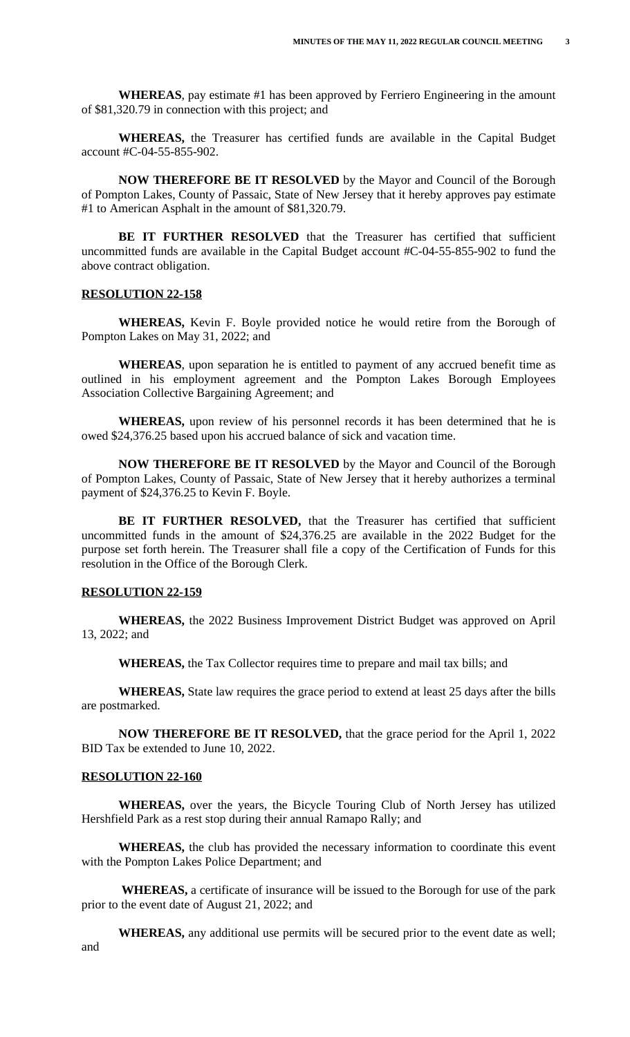**WHEREAS**, pay estimate #1 has been approved by Ferriero Engineering in the amount of $81,320.79 in connection with this project; and

**WHEREAS,** the Treasurer has certified funds are available in the Capital Budget account #C-04-55-855-902.

**NOW THEREFORE BE IT RESOLVED** by the Mayor and Council of the Borough of Pompton Lakes, County of Passaic, State of New Jersey that it hereby approves pay estimate #1 to American Asphalt in the amount of $81,320.79.

**BE IT FURTHER RESOLVED** that the Treasurer has certified that sufficient uncommitted funds are available in the Capital Budget account #C-04-55-855-902 to fund the above contract obligation.

**RESOLUTION 22-158**

**WHEREAS,** Kevin F. Boyle provided notice he would retire from the Borough of Pompton Lakes on May 31, 2022; and

**WHEREAS**, upon separation he is entitled to payment of any accrued benefit time as outlined in his employment agreement and the Pompton Lakes Borough Employees Association Collective Bargaining Agreement; and

**WHEREAS,** upon review of his personnel records it has been determined that he is owed $24,376.25 based upon his accrued balance of sick and vacation time.

**NOW THEREFORE BE IT RESOLVED** by the Mayor and Council of the Borough of Pompton Lakes, County of Passaic, State of New Jersey that it hereby authorizes a terminal payment of $24,376.25 to Kevin F. Boyle.

**BE IT FURTHER RESOLVED,** that the Treasurer has certified that sufficient uncommitted funds in the amount of $24,376.25 are available in the 2022 Budget for the purpose set forth herein. The Treasurer shall file a copy of the Certification of Funds for this resolution in the Office of the Borough Clerk.

**RESOLUTION 22-159**

**WHEREAS,** the 2022 Business Improvement District Budget was approved on April 13, 2022; and

**WHEREAS,** the Tax Collector requires time to prepare and mail tax bills; and

**WHEREAS,** State law requires the grace period to extend at least 25 days after the bills are postmarked.

**NOW THEREFORE BE IT RESOLVED,** that the grace period for the April 1, 2022 BID Tax be extended to June 10, 2022.

**RESOLUTION 22-160**

**WHEREAS,** over the years, the Bicycle Touring Club of North Jersey has utilized Hershfield Park as a rest stop during their annual Ramapo Rally; and

**WHEREAS,** the club has provided the necessary information to coordinate this event with the Pompton Lakes Police Department; and

**WHEREAS,** a certificate of insurance will be issued to the Borough for use of the park prior to the event date of August 21, 2022; and

**WHEREAS,** any additional use permits will be secured prior to the event date as well; and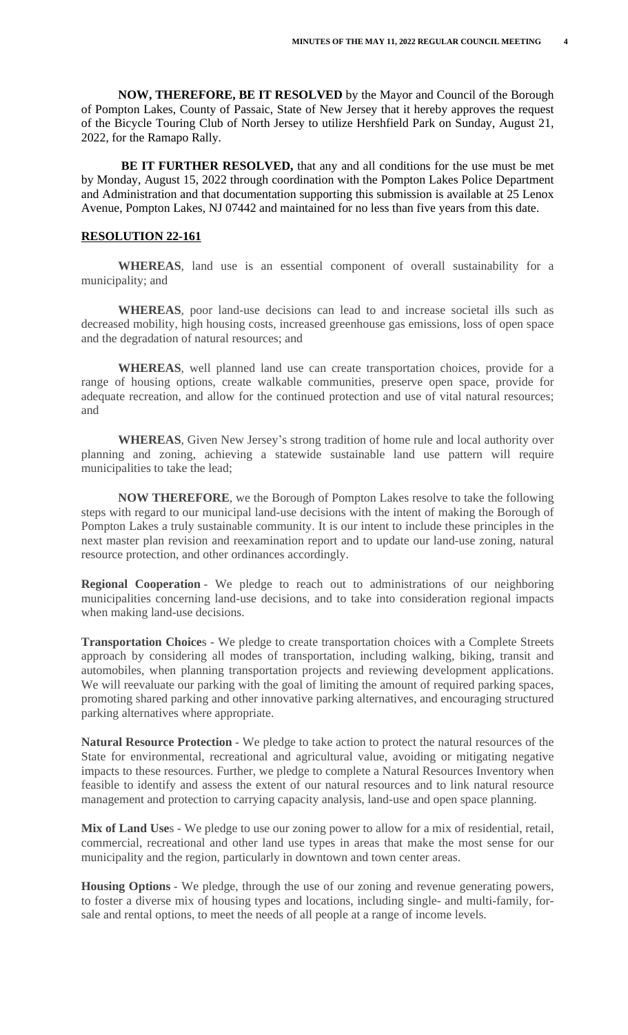**NOW, THEREFORE, BE IT RESOLVED** by the Mayor and Council of the Borough of Pompton Lakes, County of Passaic, State of New Jersey that it hereby approves the request of the Bicycle Touring Club of North Jersey to utilize Hershfield Park on Sunday, August 21, 2022, for the Ramapo Rally.

**BE IT FURTHER RESOLVED,** that any and all conditions for the use must be met by Monday, August 15, 2022 through coordination with the Pompton Lakes Police Department and Administration and that documentation supporting this submission is available at 25 Lenox Avenue, Pompton Lakes, NJ 07442 and maintained for no less than five years from this date.

## **RESOLUTION 22-161**

**WHEREAS**, land use is an essential component of overall sustainability for a municipality; and

**WHEREAS**, poor land-use decisions can lead to and increase societal ills such as decreased mobility, high housing costs, increased greenhouse gas emissions, loss of open space and the degradation of natural resources; and

**WHEREAS**, well planned land use can create transportation choices, provide for a range of housing options, create walkable communities, preserve open space, provide for adequate recreation, and allow for the continued protection and use of vital natural resources; and

**WHEREAS**, Given New Jersey's strong tradition of home rule and local authority over planning and zoning, achieving a statewide sustainable land use pattern will require municipalities to take the lead;

**NOW THEREFORE**, we the Borough of Pompton Lakes resolve to take the following steps with regard to our municipal land-use decisions with the intent of making the Borough of Pompton Lakes a truly sustainable community. It is our intent to include these principles in the next master plan revision and reexamination report and to update our land-use zoning, natural resource protection, and other ordinances accordingly.

**Regional Cooperation** - We pledge to reach out to administrations of our neighboring municipalities concerning land-use decisions, and to take into consideration regional impacts when making land-use decisions.

**Transportation Choice**s - We pledge to create transportation choices with a Complete Streets approach by considering all modes of transportation, including walking, biking, transit and automobiles, when planning transportation projects and reviewing development applications. We will reevaluate our parking with the goal of limiting the amount of required parking spaces, promoting shared parking and other innovative parking alternatives, and encouraging structured parking alternatives where appropriate.

**Natural Resource Protection** - We pledge to take action to protect the natural resources of the State for environmental, recreational and agricultural value, avoiding or mitigating negative impacts to these resources. Further, we pledge to complete a Natural Resources Inventory when feasible to identify and assess the extent of our natural resources and to link natural resource management and protection to carrying capacity analysis, land-use and open space planning.

**Mix of Land Use**s - We pledge to use our zoning power to allow for a mix of residential, retail, commercial, recreational and other land use types in areas that make the most sense for our municipality and the region, particularly in downtown and town center areas.

**Housing Options** - We pledge, through the use of our zoning and revenue generating powers, to foster a diverse mix of housing types and locations, including single- and multi-family, for-sale and rental options, to meet the needs of all people at a range of income levels.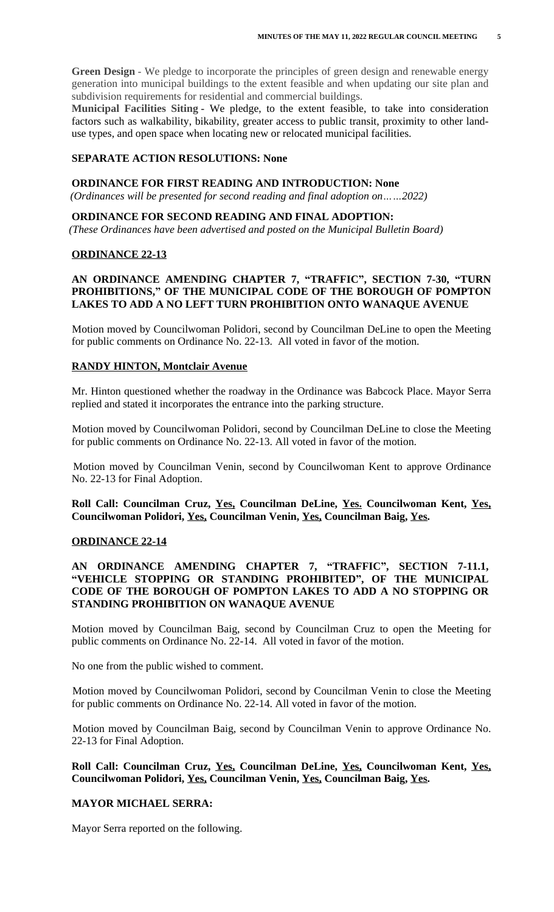**Green Design** - We pledge to incorporate the principles of green design and renewable energy generation into municipal buildings to the extent feasible and when updating our site plan and subdivision requirements for residential and commercial buildings.

**Municipal Facilities Siting** - We pledge, to the extent feasible, to take into consideration factors such as walkability, bikability, greater access to public transit, proximity to other land-use types, and open space when locating new or relocated municipal facilities.

**SEPARATE ACTION RESOLUTIONS: None**

**ORDINANCE FOR FIRST READING AND INTRODUCTION: None**

*(Ordinances will be presented for second reading and final adoption on……2022)*

**ORDINANCE FOR SECOND READING AND FINAL ADOPTION:**

*(These Ordinances have been advertised and posted on the Municipal Bulletin Board)*

**ORDINANCE 22-13**

**AN ORDINANCE AMENDING CHAPTER 7, "TRAFFIC", SECTION 7-30, "TURN PROHIBITIONS," OF THE MUNICIPAL CODE OF THE BOROUGH OF POMPTON LAKES TO ADD A NO LEFT TURN PROHIBITION ONTO WANAQUE AVENUE**

Motion moved by Councilwoman Polidori, second by Councilman DeLine to open the Meeting for public comments on Ordinance No. 22-13. All voted in favor of the motion.

**RANDY HINTON, Montclair Avenue**

Mr. Hinton questioned whether the roadway in the Ordinance was Babcock Place. Mayor Serra replied and stated it incorporates the entrance into the parking structure.

Motion moved by Councilwoman Polidori, second by Councilman DeLine to close the Meeting for public comments on Ordinance No. 22-13. All voted in favor of the motion.

Motion moved by Councilman Venin, second by Councilwoman Kent to approve Ordinance No. 22-13 for Final Adoption.

**Roll Call: Councilman Cruz, Yes, Councilman DeLine, Yes. Councilwoman Kent, Yes, Councilwoman Polidori, Yes, Councilman Venin, Yes, Councilman Baig, Yes.**

**ORDINANCE 22-14**

**AN ORDINANCE AMENDING CHAPTER 7, "TRAFFIC", SECTION 7-11.1, "VEHICLE STOPPING OR STANDING PROHIBITED", OF THE MUNICIPAL CODE OF THE BOROUGH OF POMPTON LAKES TO ADD A NO STOPPING OR STANDING PROHIBITION ON WANAQUE AVENUE**

Motion moved by Councilman Baig, second by Councilman Cruz to open the Meeting for public comments on Ordinance No. 22-14. All voted in favor of the motion.

No one from the public wished to comment.

Motion moved by Councilwoman Polidori, second by Councilman Venin to close the Meeting for public comments on Ordinance No. 22-14. All voted in favor of the motion.

Motion moved by Councilman Baig, second by Councilman Venin to approve Ordinance No. 22-13 for Final Adoption.

**Roll Call: Councilman Cruz, Yes, Councilman DeLine, Yes, Councilwoman Kent, Yes, Councilwoman Polidori, Yes, Councilman Venin, Yes, Councilman Baig, Yes.**

**MAYOR MICHAEL SERRA:**

Mayor Serra reported on the following.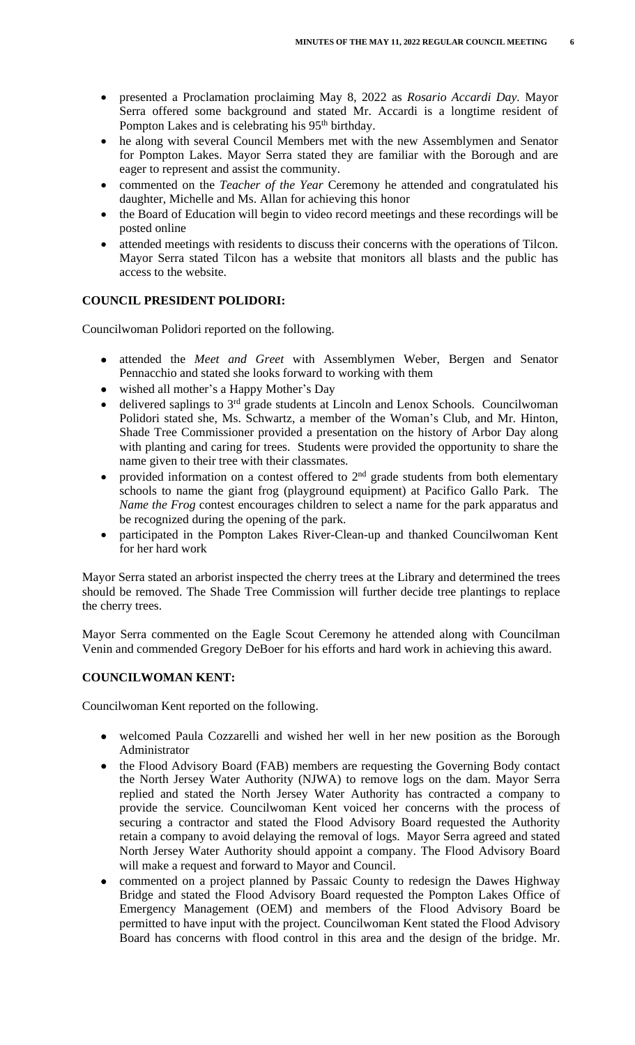- presented a Proclamation proclaiming May 8, 2022 as *Rosario Accardi Day*. Mayor Serra offered some background and stated Mr. Accardi is a longtime resident of Pompton Lakes and is celebrating his 95th birthday.
- he along with several Council Members met with the new Assemblymen and Senator for Pompton Lakes. Mayor Serra stated they are familiar with the Borough and are eager to represent and assist the community.
- commented on the *Teacher of the Year* Ceremony he attended and congratulated his daughter, Michelle and Ms. Allan for achieving this honor
- the Board of Education will begin to video record meetings and these recordings will be posted online
- attended meetings with residents to discuss their concerns with the operations of Tilcon. Mayor Serra stated Tilcon has a website that monitors all blasts and the public has access to the website.

**COUNCIL PRESIDENT POLIDORI:**

Councilwoman Polidori reported on the following.

- attended the *Meet and Greet* with Assemblymen Weber, Bergen and Senator Pennacchio and stated she looks forward to working with them
- wished all mother's a Happy Mother's Day
- delivered saplings to 3rd grade students at Lincoln and Lenox Schools. Councilwoman Polidori stated she, Ms. Schwartz, a member of the Woman's Club, and Mr. Hinton, Shade Tree Commissioner provided a presentation on the history of Arbor Day along with planting and caring for trees. Students were provided the opportunity to share the name given to their tree with their classmates.
- provided information on a contest offered to 2nd grade students from both elementary schools to name the giant frog (playground equipment) at Pacifico Gallo Park. The *Name the Frog* contest encourages children to select a name for the park apparatus and be recognized during the opening of the park.
- participated in the Pompton Lakes River-Clean-up and thanked Councilwoman Kent for her hard work

Mayor Serra stated an arborist inspected the cherry trees at the Library and determined the trees should be removed. The Shade Tree Commission will further decide tree plantings to replace the cherry trees.

Mayor Serra commented on the Eagle Scout Ceremony he attended along with Councilman Venin and commended Gregory DeBoer for his efforts and hard work in achieving this award.

**COUNCILWOMAN KENT:**

Councilwoman Kent reported on the following.

- welcomed Paula Cozzarelli and wished her well in her new position as the Borough Administrator
- the Flood Advisory Board (FAB) members are requesting the Governing Body contact the North Jersey Water Authority (NJWA) to remove logs on the dam. Mayor Serra replied and stated the North Jersey Water Authority has contracted a company to provide the service. Councilwoman Kent voiced her concerns with the process of securing a contractor and stated the Flood Advisory Board requested the Authority retain a company to avoid delaying the removal of logs. Mayor Serra agreed and stated North Jersey Water Authority should appoint a company. The Flood Advisory Board will make a request and forward to Mayor and Council.
- commented on a project planned by Passaic County to redesign the Dawes Highway Bridge and stated the Flood Advisory Board requested the Pompton Lakes Office of Emergency Management (OEM) and members of the Flood Advisory Board be permitted to have input with the project. Councilwoman Kent stated the Flood Advisory Board has concerns with flood control in this area and the design of the bridge. Mr.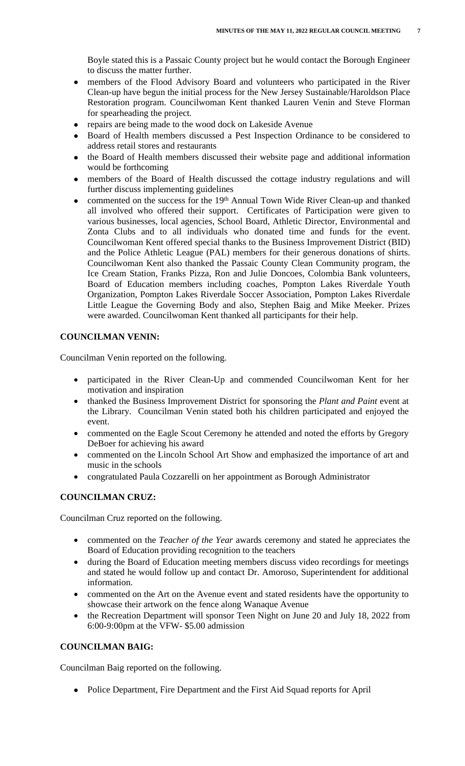Boyle stated this is a Passaic County project but he would contact the Borough Engineer to discuss the matter further.

- members of the Flood Advisory Board and volunteers who participated in the River Clean-up have begun the initial process for the New Jersey Sustainable/Haroldson Place Restoration program. Councilwoman Kent thanked Lauren Venin and Steve Florman for spearheading the project.
- repairs are being made to the wood dock on Lakeside Avenue
- Board of Health members discussed a Pest Inspection Ordinance to be considered to address retail stores and restaurants
- the Board of Health members discussed their website page and additional information would be forthcoming
- members of the Board of Health discussed the cottage industry regulations and will further discuss implementing guidelines
- commented on the success for the 19th Annual Town Wide River Clean-up and thanked all involved who offered their support. Certificates of Participation were given to various businesses, local agencies, School Board, Athletic Director, Environmental and Zonta Clubs and to all individuals who donated time and funds for the event. Councilwoman Kent offered special thanks to the Business Improvement District (BID) and the Police Athletic League (PAL) members for their generous donations of shirts. Councilwoman Kent also thanked the Passaic County Clean Community program, the Ice Cream Station, Franks Pizza, Ron and Julie Doncoes, Colombia Bank volunteers, Board of Education members including coaches, Pompton Lakes Riverdale Youth Organization, Pompton Lakes Riverdale Soccer Association, Pompton Lakes Riverdale Little League the Governing Body and also, Stephen Baig and Mike Meeker. Prizes were awarded. Councilwoman Kent thanked all participants for their help.

**COUNCILMAN VENIN:**

Councilman Venin reported on the following.

- participated in the River Clean-Up and commended Councilwoman Kent for her motivation and inspiration
- thanked the Business Improvement District for sponsoring the *Plant and Paint* event at the Library. Councilman Venin stated both his children participated and enjoyed the event.
- commented on the Eagle Scout Ceremony he attended and noted the efforts by Gregory DeBoer for achieving his award
- commented on the Lincoln School Art Show and emphasized the importance of art and music in the schools
- congratulated Paula Cozzarelli on her appointment as Borough Administrator

**COUNCILMAN CRUZ:**

Councilman Cruz reported on the following.

- commented on the *Teacher of the Year* awards ceremony and stated he appreciates the Board of Education providing recognition to the teachers
- during the Board of Education meeting members discuss video recordings for meetings and stated he would follow up and contact Dr. Amoroso, Superintendent for additional information.
- commented on the Art on the Avenue event and stated residents have the opportunity to showcase their artwork on the fence along Wanaque Avenue
- the Recreation Department will sponsor Teen Night on June 20 and July 18, 2022 from 6:00-9:00pm at the VFW- $5.00 admission

**COUNCILMAN BAIG:**

Councilman Baig reported on the following.

- Police Department, Fire Department and the First Aid Squad reports for April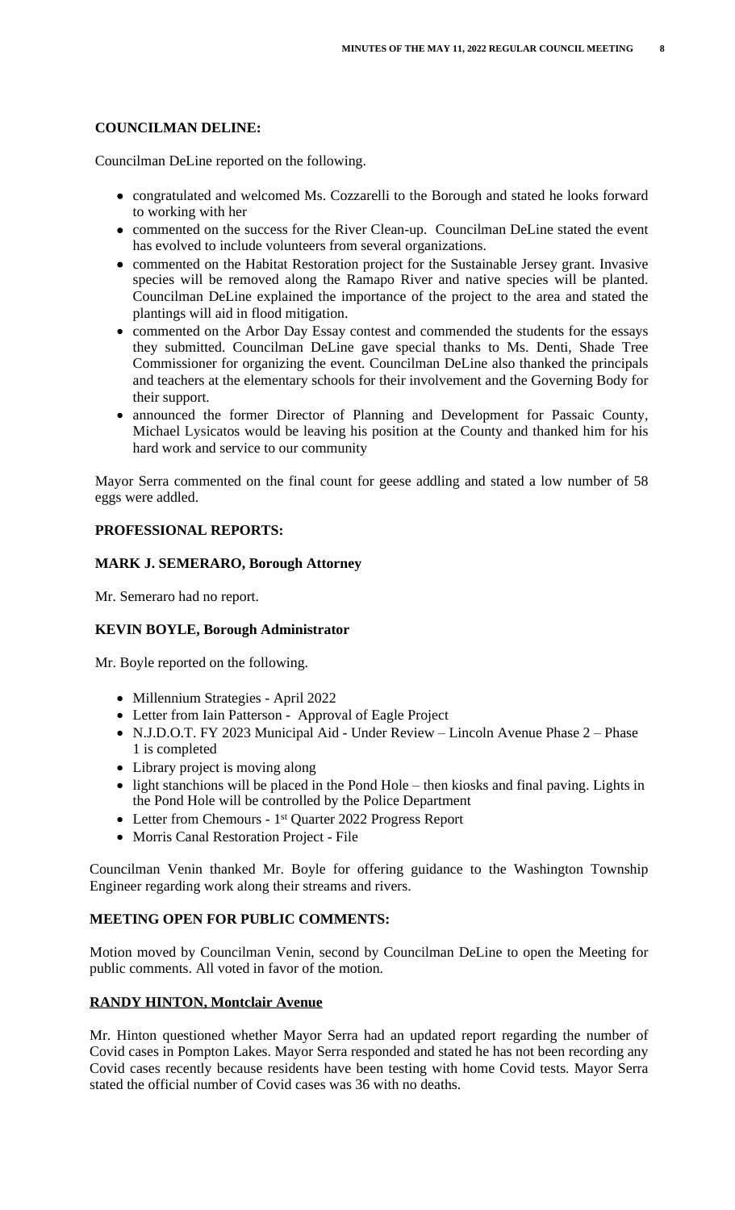**COUNCILMAN DELINE:**

Councilman DeLine reported on the following.

- congratulated and welcomed Ms. Cozzarelli to the Borough and stated he looks forward to working with her
- commented on the success for the River Clean-up. Councilman DeLine stated the event has evolved to include volunteers from several organizations.
- commented on the Habitat Restoration project for the Sustainable Jersey grant. Invasive species will be removed along the Ramapo River and native species will be planted. Councilman DeLine explained the importance of the project to the area and stated the plantings will aid in flood mitigation.
- commented on the Arbor Day Essay contest and commended the students for the essays they submitted. Councilman DeLine gave special thanks to Ms. Denti, Shade Tree Commissioner for organizing the event. Councilman DeLine also thanked the principals and teachers at the elementary schools for their involvement and the Governing Body for their support.
- announced the former Director of Planning and Development for Passaic County, Michael Lysicatos would be leaving his position at the County and thanked him for his hard work and service to our community

Mayor Serra commented on the final count for geese addling and stated a low number of 58 eggs were addled.

**PROFESSIONAL REPORTS:**

**MARK J. SEMERARO, Borough Attorney**

Mr. Semeraro had no report.

**KEVIN BOYLE, Borough Administrator**

Mr. Boyle reported on the following.

- Millennium Strategies - April 2022
- Letter from Iain Patterson - Approval of Eagle Project
- N.J.D.O.T. FY 2023 Municipal Aid - Under Review – Lincoln Avenue Phase 2 – Phase 1 is completed
- Library project is moving along
- light stanchions will be placed in the Pond Hole – then kiosks and final paving. Lights in the Pond Hole will be controlled by the Police Department
- Letter from Chemours - 1st Quarter 2022 Progress Report
- Morris Canal Restoration Project - File

Councilman Venin thanked Mr. Boyle for offering guidance to the Washington Township Engineer regarding work along their streams and rivers.

**MEETING OPEN FOR PUBLIC COMMENTS:**

Motion moved by Councilman Venin, second by Councilman DeLine to open the Meeting for public comments. All voted in favor of the motion.

**RANDY HINTON, Montclair Avenue**

Mr. Hinton questioned whether Mayor Serra had an updated report regarding the number of Covid cases in Pompton Lakes. Mayor Serra responded and stated he has not been recording any Covid cases recently because residents have been testing with home Covid tests. Mayor Serra stated the official number of Covid cases was 36 with no deaths.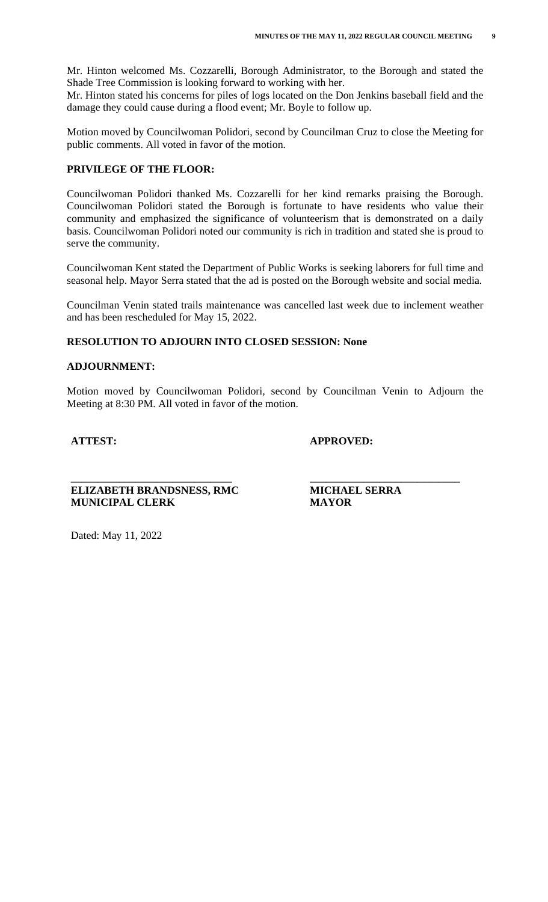Mr. Hinton welcomed Ms. Cozzarelli, Borough Administrator, to the Borough and stated the Shade Tree Commission is looking forward to working with her.
Mr. Hinton stated his concerns for piles of logs located on the Don Jenkins baseball field and the damage they could cause during a flood event; Mr. Boyle to follow up.

Motion moved by Councilwoman Polidori, second by Councilman Cruz to close the Meeting for public comments. All voted in favor of the motion.

**PRIVILEGE OF THE FLOOR:**

Councilwoman Polidori thanked Ms. Cozzarelli for her kind remarks praising the Borough. Councilwoman Polidori stated the Borough is fortunate to have residents who value their community and emphasized the significance of volunteerism that is demonstrated on a daily basis. Councilwoman Polidori noted our community is rich in tradition and stated she is proud to serve the community.

Councilwoman Kent stated the Department of Public Works is seeking laborers for full time and seasonal help. Mayor Serra stated that the ad is posted on the Borough website and social media.

Councilman Venin stated trails maintenance was cancelled last week due to inclement weather and has been rescheduled for May 15, 2022.

**RESOLUTION TO ADJOURN INTO CLOSED SESSION: None**

**ADJOURNMENT:**

Motion moved by Councilwoman Polidori, second by Councilman Venin to Adjourn the Meeting at 8:30 PM. All voted in favor of the motion.

**ATTEST:**

\_\_\_\_\_\_\_\_\_\_\_\_\_\_\_\_\_\_\_\_\_\_\_\_\_\_\_\_\_\_
**ELIZABETH BRANDSNESS, RMC**
**MUNICIPAL CLERK**

**APPROVED:**

\_\_\_\_\_\_\_\_\_\_\_\_\_\_\_\_\_\_\_\_\_\_\_\_\_\_\_\_\_\_
**MICHAEL SERRA**
**MAYOR**

Dated: May 11, 2022